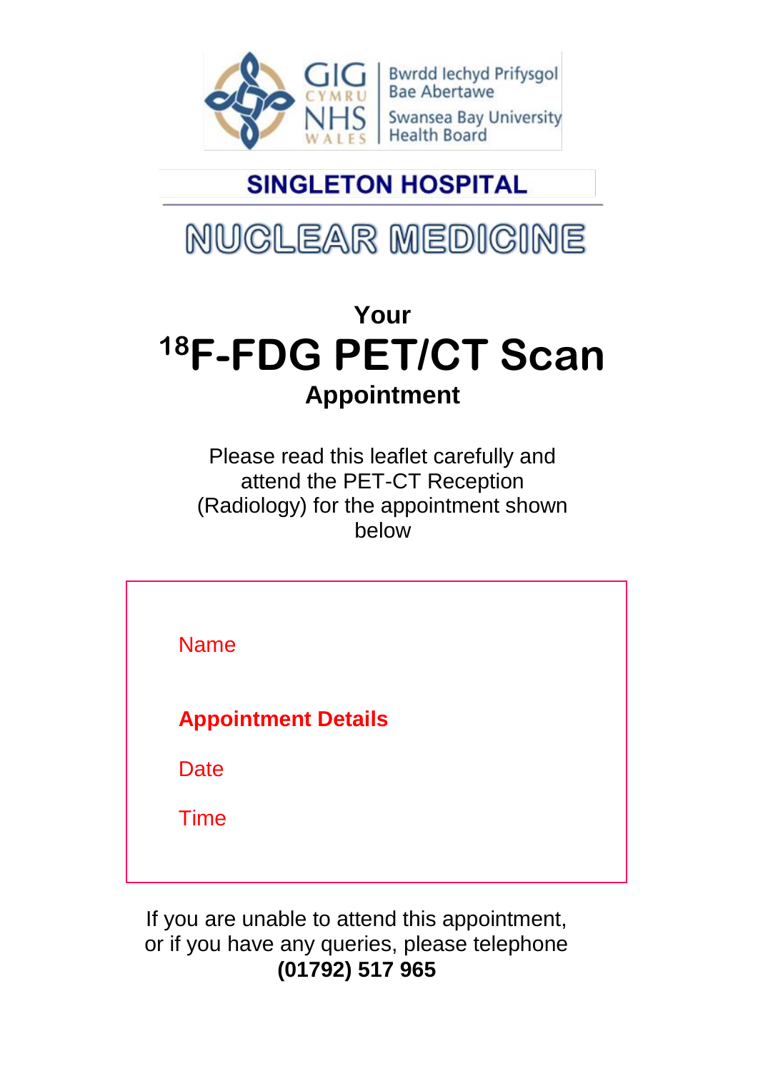GIG CYMRU NHS WALES | Bwrdd Iechyd Prifysgol Bae Abertawe | Swansea Bay University Health Board

**SINGLETON HOSPITAL**

# NUCLEAR MEDICINE

## Your
# $^{18}$F-FDG PET/CT Scan
## Appointment

Please read this leaflet carefully and attend the PET-CT Reception (Radiology) for the appointment shown below

Name

**Appointment Details**

Date

Time

If you are unable to attend this appointment, or if you have any queries, please telephone **(01792) 517 965**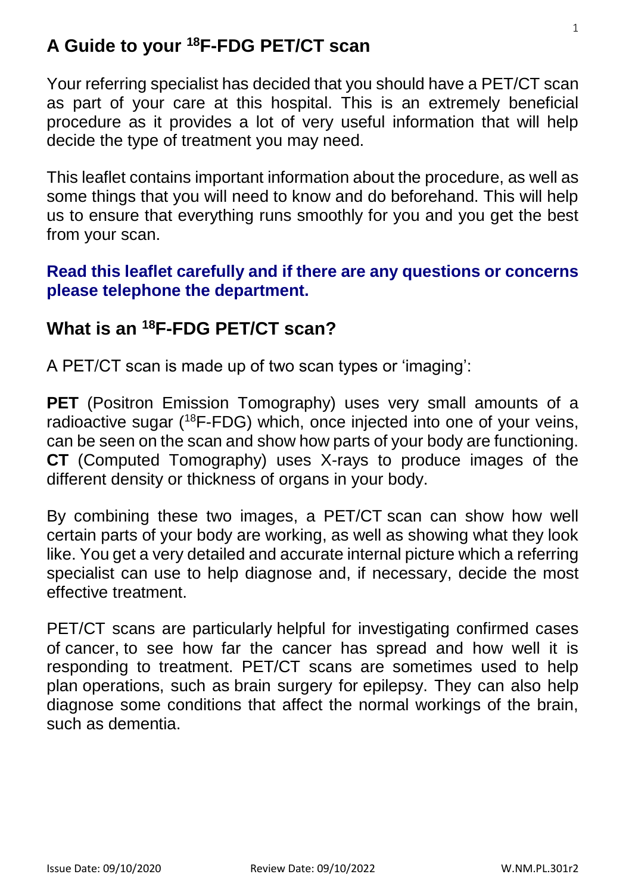## A Guide to your $^{18}$F-FDG PET/CT scan

Your referring specialist has decided that you should have a PET/CT scan as part of your care at this hospital. This is an extremely beneficial procedure as it provides a lot of very useful information that will help decide the type of treatment you may need.

This leaflet contains important information about the procedure, as well as some things that you will need to know and do beforehand. This will help us to ensure that everything runs smoothly for you and you get the best from your scan.

**Read this leaflet carefully and if there are any questions or concerns please telephone the department.**

## What is an $^{18}$F-FDG PET/CT scan?

A PET/CT scan is made up of two scan types or 'imaging':

**PET** (Positron Emission Tomography) uses very small amounts of a radioactive sugar ($^{18}$F-FDG) which, once injected into one of your veins, can be seen on the scan and show how parts of your body are functioning. **CT** (Computed Tomography) uses X-rays to produce images of the different density or thickness of organs in your body.

By combining these two images, a PET/CT scan can show how well certain parts of your body are working, as well as showing what they look like. You get a very detailed and accurate internal picture which a referring specialist can use to help diagnose and, if necessary, decide the most effective treatment.

PET/CT scans are particularly helpful for investigating confirmed cases of cancer, to see how far the cancer has spread and how well it is responding to treatment. PET/CT scans are sometimes used to help plan operations, such as brain surgery for epilepsy. They can also help diagnose some conditions that affect the normal workings of the brain, such as dementia.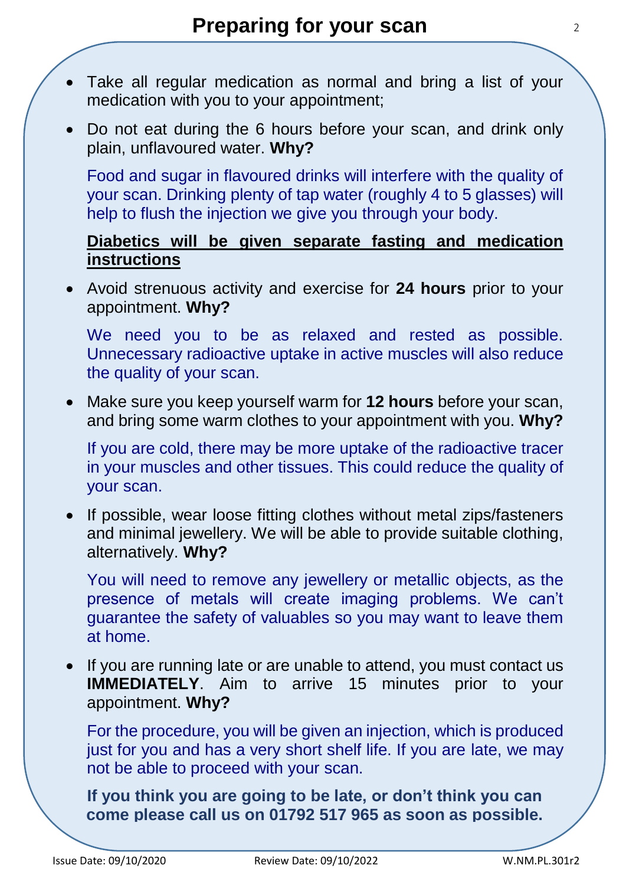# Preparing for your scan

- Take all regular medication as normal and bring a list of your medication with you to your appointment;
- Do not eat during the 6 hours before your scan, and drink only plain, unflavoured water. **Why?**

  Food and sugar in flavoured drinks will interfere with the quality of your scan. Drinking plenty of tap water (roughly 4 to 5 glasses) will help to flush the injection we give you through your body.

  **Diabetics will be given separate fasting and medication instructions**

- Avoid strenuous activity and exercise for **24 hours** prior to your appointment. **Why?**

  We need you to be as relaxed and rested as possible. Unnecessary radioactive uptake in active muscles will also reduce the quality of your scan.

- Make sure you keep yourself warm for **12 hours** before your scan, and bring some warm clothes to your appointment with you. **Why?**

  If you are cold, there may be more uptake of the radioactive tracer in your muscles and other tissues. This could reduce the quality of your scan.

- If possible, wear loose fitting clothes without metal zips/fasteners and minimal jewellery. We will be able to provide suitable clothing, alternatively. **Why?**

  You will need to remove any jewellery or metallic objects, as the presence of metals will create imaging problems. We can't guarantee the safety of valuables so you may want to leave them at home.

- If you are running late or are unable to attend, you must contact us **IMMEDIATELY**. Aim to arrive 15 minutes prior to your appointment. **Why?**

  For the procedure, you will be given an injection, which is produced just for you and has a very short shelf life. If you are late, we may not be able to proceed with your scan.

  **If you think you are going to be late, or don't think you can come please call us on 01792 517 965 as soon as possible.**

Issue Date: 09/10/2020 Review Date: 09/10/2022 W.NM.PL.301r2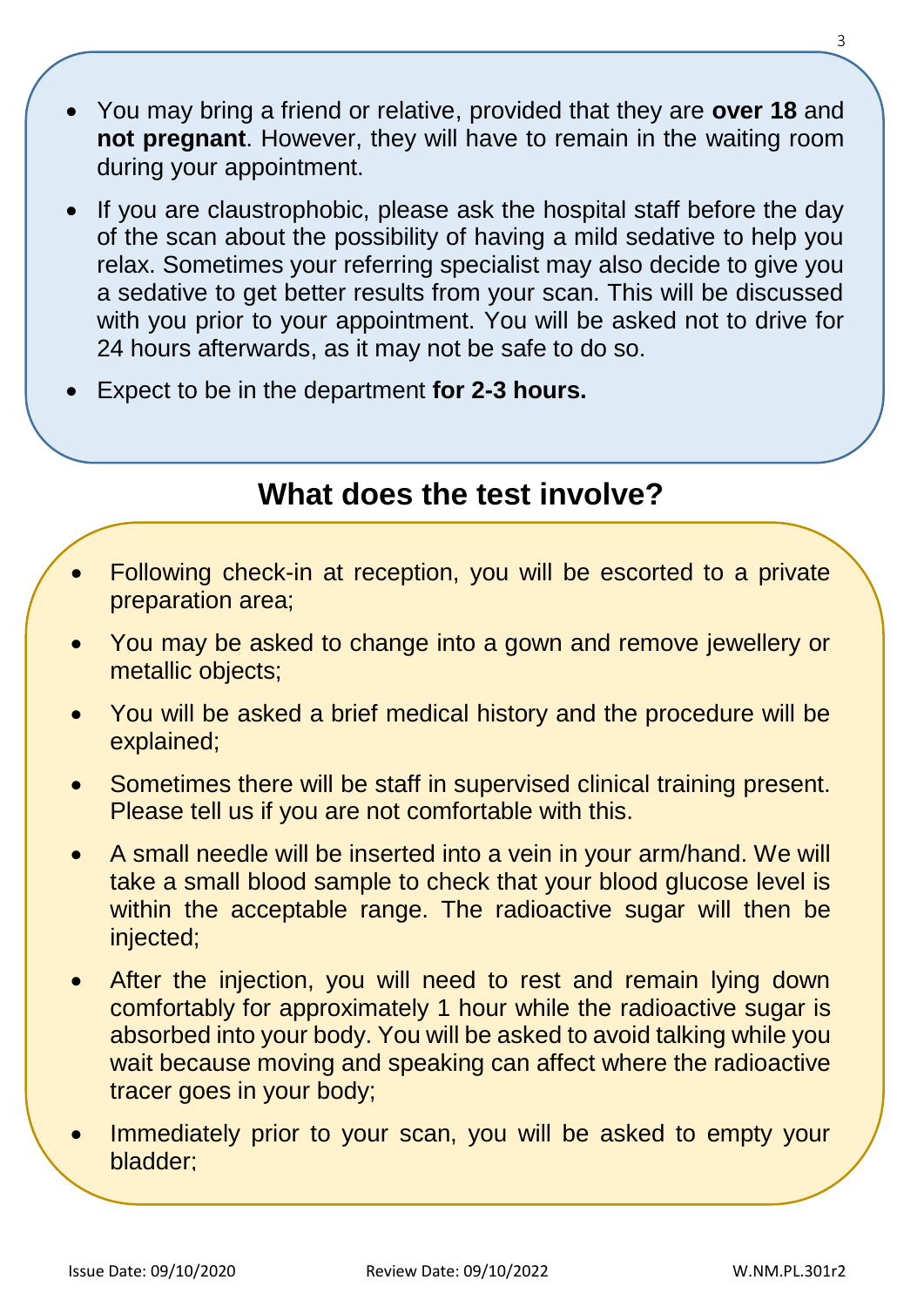- You may bring a friend or relative, provided that they are **over 18** and **not pregnant**. However, they will have to remain in the waiting room during your appointment.
- If you are claustrophobic, please ask the hospital staff before the day of the scan about the possibility of having a mild sedative to help you relax. Sometimes your referring specialist may also decide to give you a sedative to get better results from your scan. This will be discussed with you prior to your appointment. You will be asked not to drive for 24 hours afterwards, as it may not be safe to do so.
- Expect to be in the department **for 2-3 hours.**

## What does the test involve?

- Following check-in at reception, you will be escorted to a private preparation area;
- You may be asked to change into a gown and remove jewellery or metallic objects;
- You will be asked a brief medical history and the procedure will be explained;
- Sometimes there will be staff in supervised clinical training present. Please tell us if you are not comfortable with this.
- A small needle will be inserted into a vein in your arm/hand. We will take a small blood sample to check that your blood glucose level is within the acceptable range. The radioactive sugar will then be injected;
- After the injection, you will need to rest and remain lying down comfortably for approximately 1 hour while the radioactive sugar is absorbed into your body. You will be asked to avoid talking while you wait because moving and speaking can affect where the radioactive tracer goes in your body;
- Immediately prior to your scan, you will be asked to empty your bladder;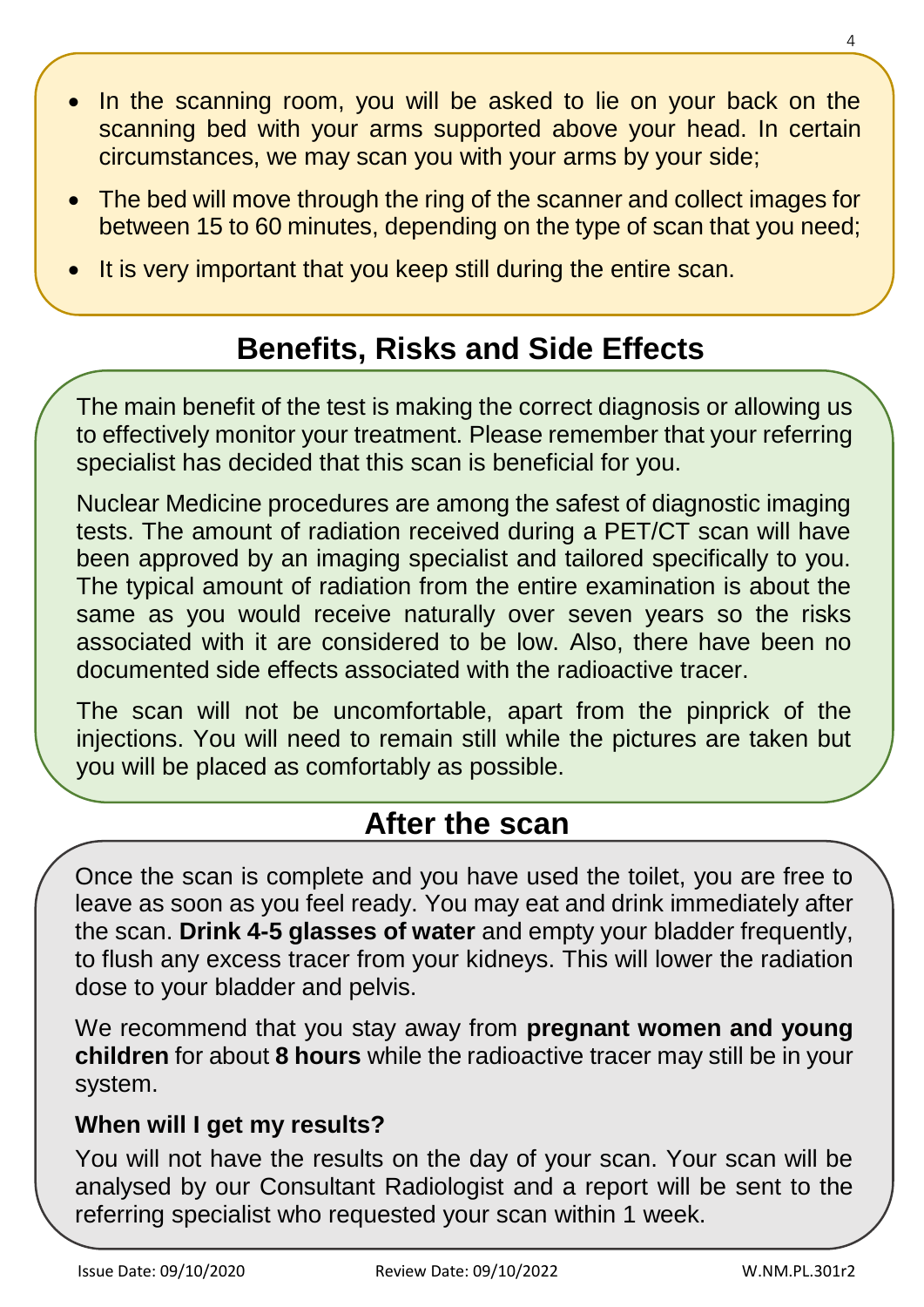- In the scanning room, you will be asked to lie on your back on the scanning bed with your arms supported above your head. In certain circumstances, we may scan you with your arms by your side;
- The bed will move through the ring of the scanner and collect images for between 15 to 60 minutes, depending on the type of scan that you need;
- It is very important that you keep still during the entire scan.

## Benefits, Risks and Side Effects

The main benefit of the test is making the correct diagnosis or allowing us to effectively monitor your treatment. Please remember that your referring specialist has decided that this scan is beneficial for you.

Nuclear Medicine procedures are among the safest of diagnostic imaging tests. The amount of radiation received during a PET/CT scan will have been approved by an imaging specialist and tailored specifically to you. The typical amount of radiation from the entire examination is about the same as you would receive naturally over seven years so the risks associated with it are considered to be low. Also, there have been no documented side effects associated with the radioactive tracer.

The scan will not be uncomfortable, apart from the pinprick of the injections. You will need to remain still while the pictures are taken but you will be placed as comfortably as possible.

## After the scan

Once the scan is complete and you have used the toilet, you are free to leave as soon as you feel ready. You may eat and drink immediately after the scan. **Drink 4-5 glasses of water** and empty your bladder frequently, to flush any excess tracer from your kidneys. This will lower the radiation dose to your bladder and pelvis.

We recommend that you stay away from **pregnant women and young children** for about **8 hours** while the radioactive tracer may still be in your system.

### When will I get my results?

You will not have the results on the day of your scan. Your scan will be analysed by our Consultant Radiologist and a report will be sent to the referring specialist who requested your scan within 1 week.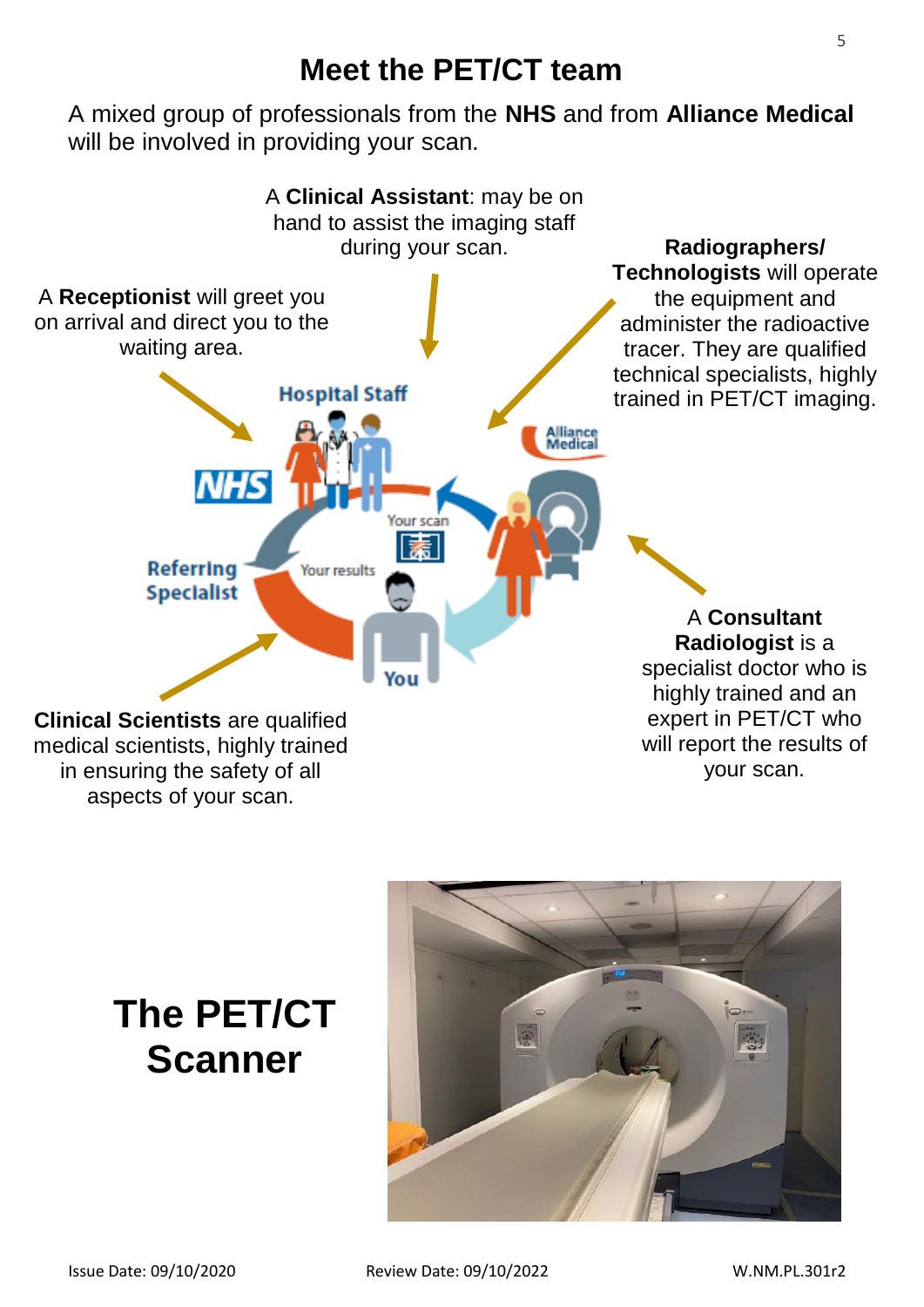# Meet the PET/CT team

A mixed group of professionals from the **NHS** and from **Alliance Medical** will be involved in providing your scan.

A **Clinical Assistant**: may be on hand to assist the imaging staff during your scan.

A **Receptionist** will greet you on arrival and direct you to the waiting area.

**Radiographers/ Technologists** will operate the equipment and administer the radioactive tracer. They are qualified technical specialists, highly trained in PET/CT imaging.

A **Consultant Radiologist** is a specialist doctor who is highly trained and an expert in PET/CT who will report the results of your scan.

**Clinical Scientists** are qualified medical scientists, highly trained in ensuring the safety of all aspects of your scan.

# The PET/CT Scanner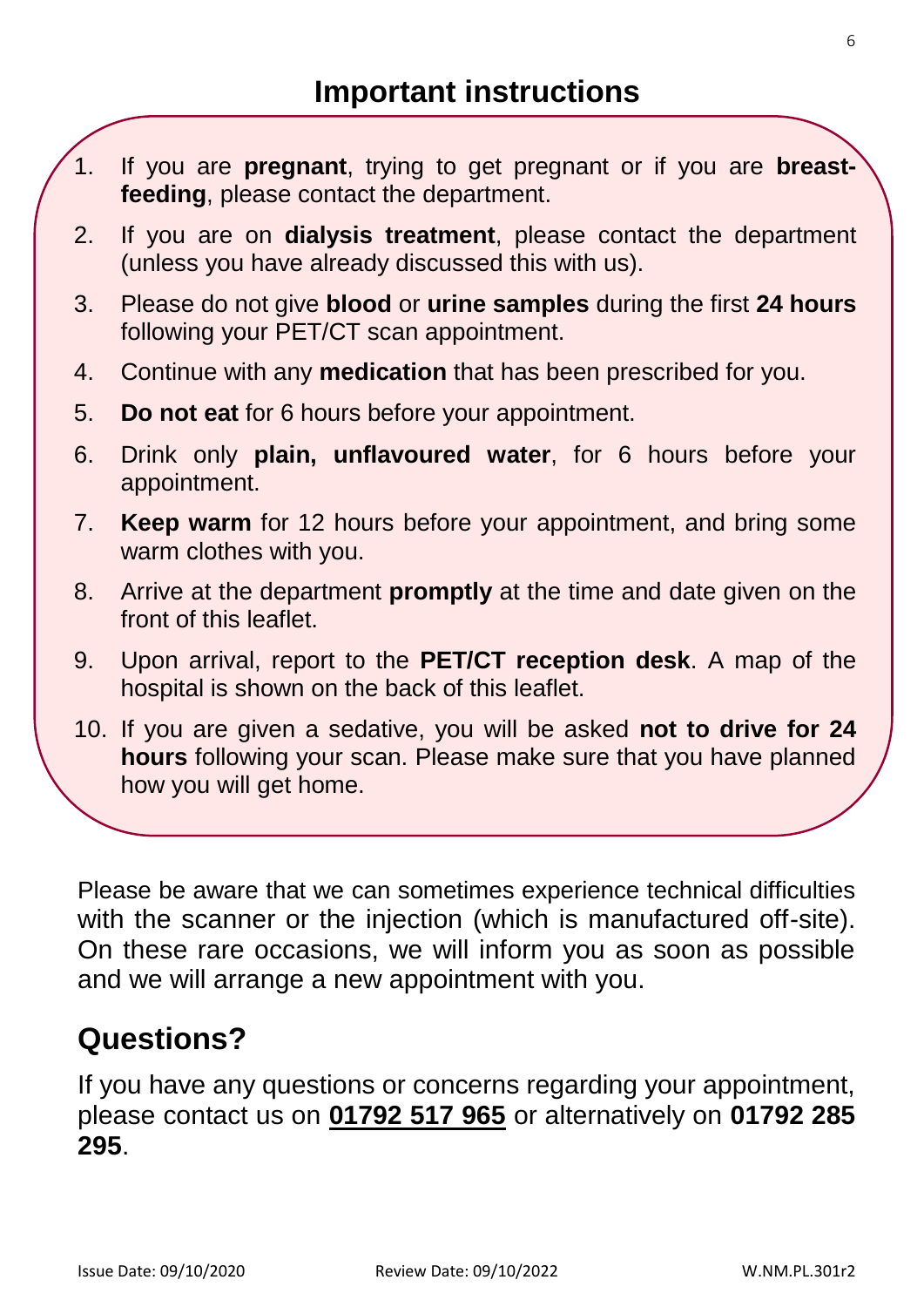## Important instructions

1. If you are **pregnant**, trying to get pregnant or if you are **breast-feeding**, please contact the department.
2. If you are on **dialysis treatment**, please contact the department (unless you have already discussed this with us).
3. Please do not give **blood** or **urine samples** during the first **24 hours** following your PET/CT scan appointment.
4. Continue with any **medication** that has been prescribed for you.
5. **Do not eat** for 6 hours before your appointment.
6. Drink only **plain, unflavoured water**, for 6 hours before your appointment.
7. **Keep warm** for 12 hours before your appointment, and bring some warm clothes with you.
8. Arrive at the department **promptly** at the time and date given on the front of this leaflet.
9. Upon arrival, report to the **PET/CT reception desk**. A map of the hospital is shown on the back of this leaflet.
10. If you are given a sedative, you will be asked **not to drive for 24 hours** following your scan. Please make sure that you have planned how you will get home.

Please be aware that we can sometimes experience technical difficulties with the scanner or the injection (which is manufactured off-site). On these rare occasions, we will inform you as soon as possible and we will arrange a new appointment with you.

## Questions?

If you have any questions or concerns regarding your appointment, please contact us on **01792 517 965** or alternatively on **01792 285 295**.

Issue Date: 09/10/2020 Review Date: 09/10/2022 W.NM.PL.301r2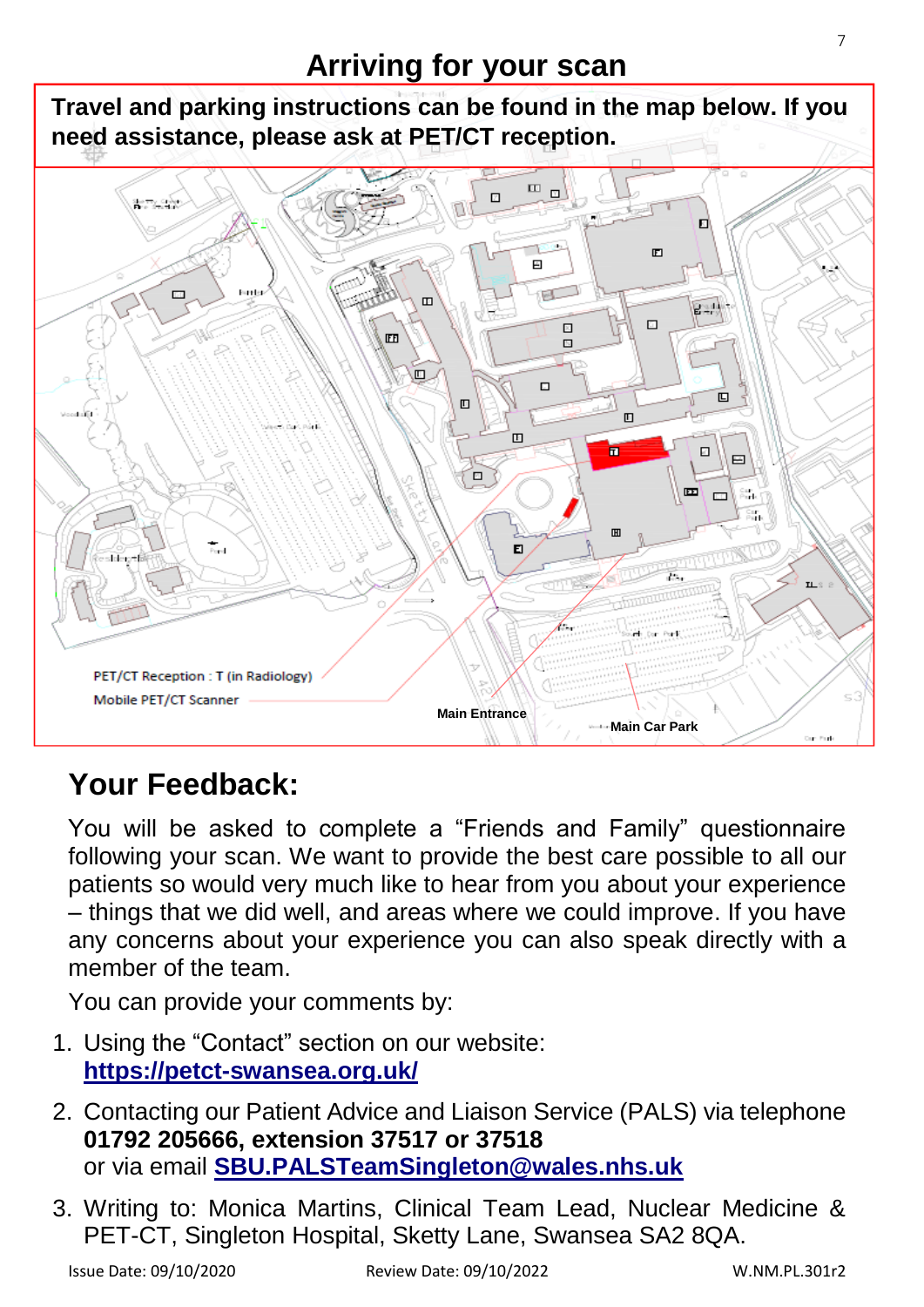# Arriving for your scan

**Travel and parking instructions can be found in the map below. If you need assistance, please ask at PET/CT reception.**

PET/CT Reception : T (in Radiology)

Mobile PET/CT Scanner

**Main Entrance**

**Main Car Park**

## Your Feedback:

You will be asked to complete a "Friends and Family" questionnaire following your scan. We want to provide the best care possible to all our patients so would very much like to hear from you about your experience – things that we did well, and areas where we could improve. If you have any concerns about your experience you can also speak directly with a member of the team.

You can provide your comments by:

1. Using the "Contact" section on our website: **https://petct-swansea.org.uk/**
2. Contacting our Patient Advice and Liaison Service (PALS) via telephone **01792 205666, extension 37517 or 37518** or via email **SBU.PALSTeamSingleton@wales.nhs.uk**
3. Writing to: Monica Martins, Clinical Team Lead, Nuclear Medicine & PET-CT, Singleton Hospital, Sketty Lane, Swansea SA2 8QA.

Issue Date: 09/10/2020 Review Date: 09/10/2022 W.NM.PL.301r2